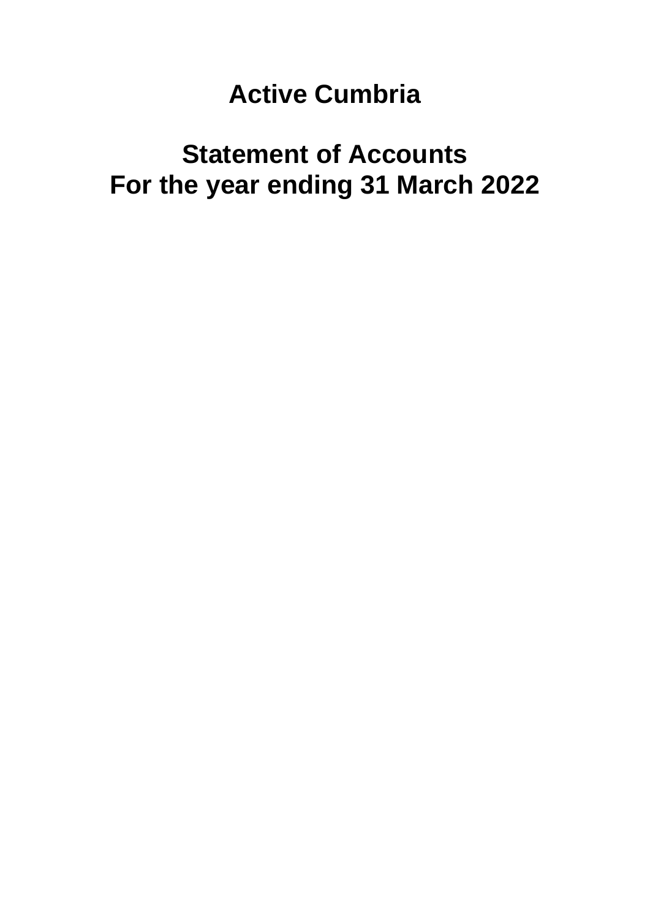# Active Cumbria

## Statement of Accounts
## For the year ending 31 March 2022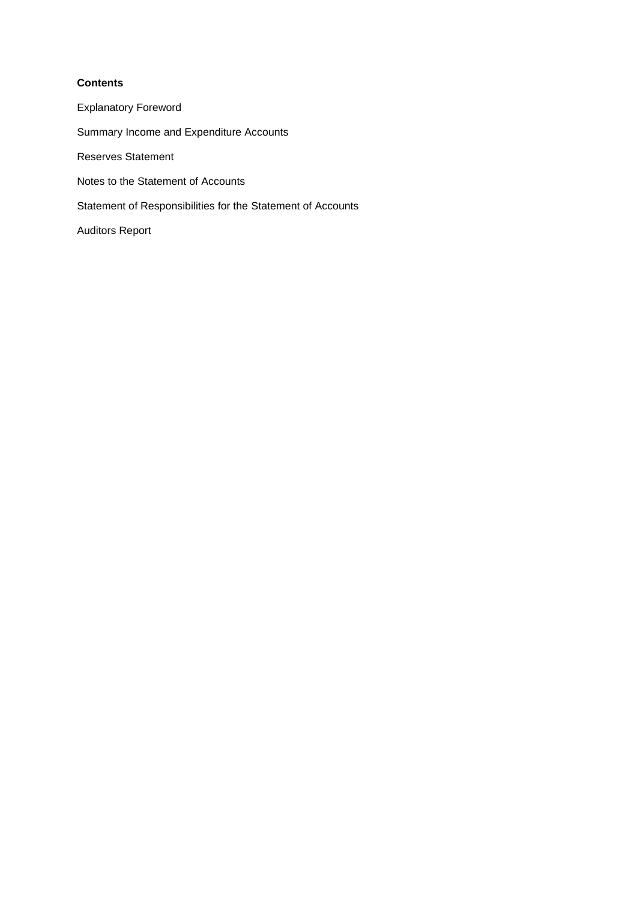**Contents**

Explanatory Foreword

Summary Income and Expenditure Accounts

Reserves Statement

Notes to the Statement of Accounts

Statement of Responsibilities for the Statement of Accounts

Auditors Report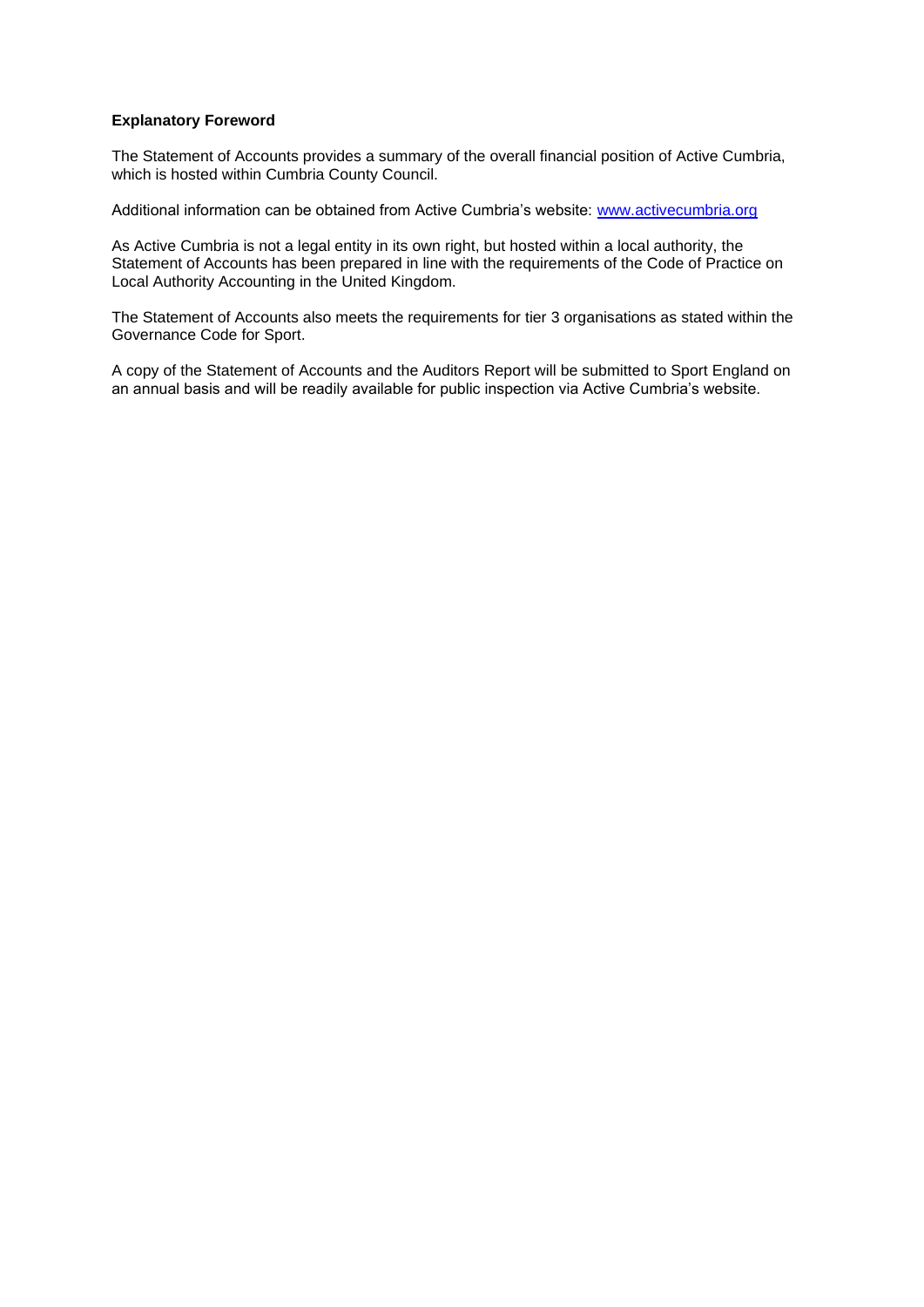**Explanatory Foreword**

The Statement of Accounts provides a summary of the overall financial position of Active Cumbria, which is hosted within Cumbria County Council.

Additional information can be obtained from Active Cumbria's website: [www.activecumbria.org](http://www.activecumbria.org)

As Active Cumbria is not a legal entity in its own right, but hosted within a local authority, the Statement of Accounts has been prepared in line with the requirements of the Code of Practice on Local Authority Accounting in the United Kingdom.

The Statement of Accounts also meets the requirements for tier 3 organisations as stated within the Governance Code for Sport.

A copy of the Statement of Accounts and the Auditors Report will be submitted to Sport England on an annual basis and will be readily available for public inspection via Active Cumbria's website.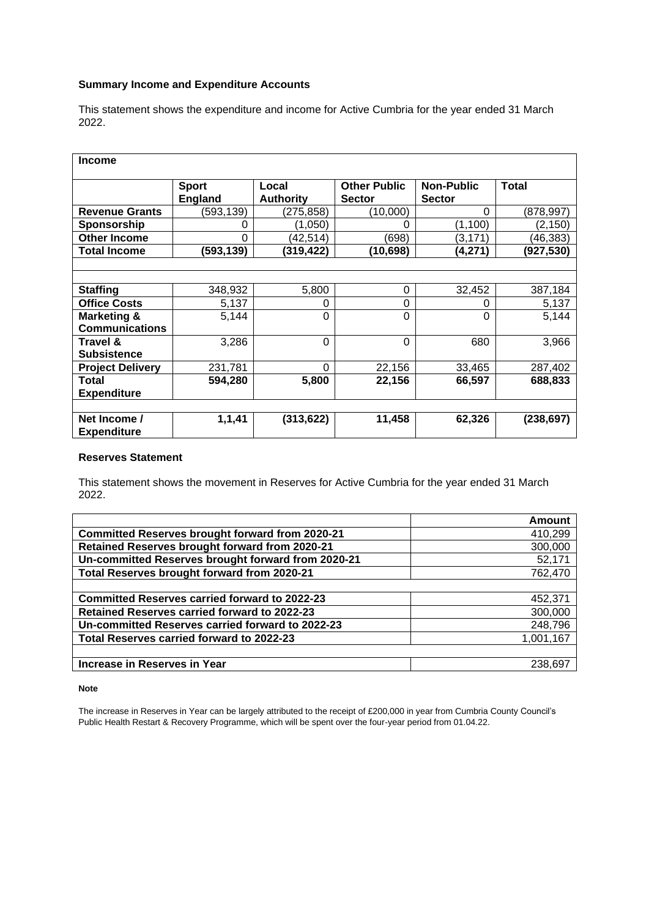**Summary Income and Expenditure Accounts**

This statement shows the expenditure and income for Active Cumbria for the year ended 31 March 2022.

| **Income** | | | | | |
|---|---|---|---|---|---|
| | **Sport England** | **Local Authority** | **Other Public Sector** | **Non-Public Sector** | **Total** |
| **Revenue Grants** | (593,139) | (275,858) | (10,000) | 0 | (878,997) |
| **Sponsorship** | 0 | (1,050) | 0 | (1,100) | (2,150) |
| **Other Income** | 0 | (42,514) | (698) | (3,171) | (46,383) |
| **Total Income** | **(593,139)** | **(319,422)** | **(10,698)** | **(4,271)** | **(927,530)** |
| | | | | | |
| **Staffing** | 348,932 | 5,800 | 0 | 32,452 | 387,184 |
| **Office Costs** | 5,137 | 0 | 0 | 0 | 5,137 |
| **Marketing & Communications** | 5,144 | 0 | 0 | 0 | 5,144 |
| **Travel & Subsistence** | 3,286 | 0 | 0 | 680 | 3,966 |
| **Project Delivery** | 231,781 | 0 | 22,156 | 33,465 | 287,402 |
| **Total Expenditure** | **594,280** | **5,800** | **22,156** | **66,597** | **688,833** |
| | | | | | |
| **Net Income / Expenditure** | **1,1,41** | **(313,622)** | **11,458** | **62,326** | **(238,697)** |

**Reserves Statement**

This statement shows the movement in Reserves for Active Cumbria for the year ended 31 March 2022.

| | **Amount** |
|---|---|
| **Committed Reserves brought forward from 2020-21** | 410,299 |
| **Retained Reserves brought forward from 2020-21** | 300,000 |
| **Un-committed Reserves brought forward from 2020-21** | 52,171 |
| **Total Reserves brought forward from 2020-21** | 762,470 |
| | |
| **Committed Reserves carried forward to 2022-23** | 452,371 |
| **Retained Reserves carried forward to 2022-23** | 300,000 |
| **Un-committed Reserves carried forward to 2022-23** | 248,796 |
| **Total Reserves carried forward to 2022-23** | 1,001,167 |
| | |
| **Increase in Reserves in Year** | 238,697 |

**Note**

The increase in Reserves in Year can be largely attributed to the receipt of £200,000 in year from Cumbria County Council's Public Health Restart & Recovery Programme, which will be spent over the four-year period from 01.04.22.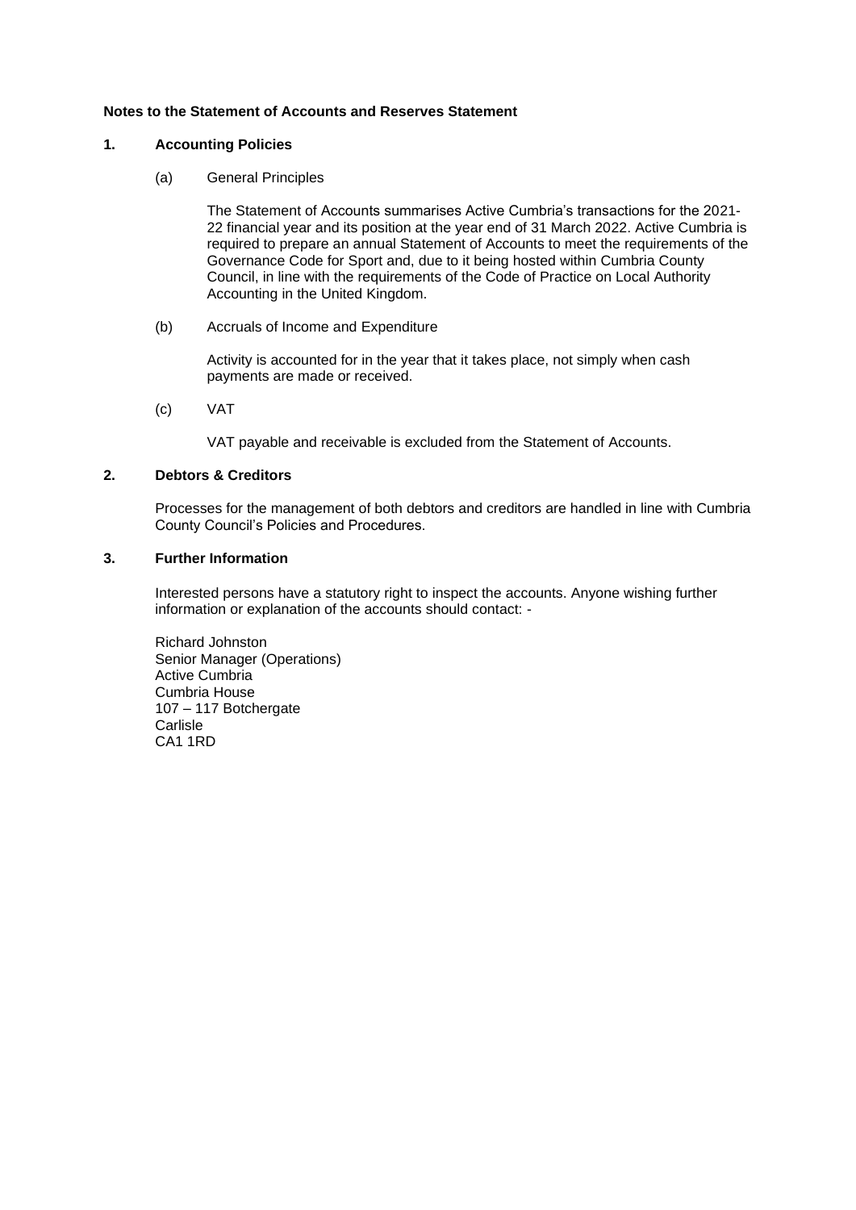**Notes to the Statement of Accounts and Reserves Statement**

**1. Accounting Policies**

(a) General Principles

The Statement of Accounts summarises Active Cumbria's transactions for the 2021-22 financial year and its position at the year end of 31 March 2022. Active Cumbria is required to prepare an annual Statement of Accounts to meet the requirements of the Governance Code for Sport and, due to it being hosted within Cumbria County Council, in line with the requirements of the Code of Practice on Local Authority Accounting in the United Kingdom.

(b) Accruals of Income and Expenditure

Activity is accounted for in the year that it takes place, not simply when cash payments are made or received.

(c) VAT

VAT payable and receivable is excluded from the Statement of Accounts.

**2. Debtors & Creditors**

Processes for the management of both debtors and creditors are handled in line with Cumbria County Council's Policies and Procedures.

**3. Further Information**

Interested persons have a statutory right to inspect the accounts. Anyone wishing further information or explanation of the accounts should contact: -

Richard Johnston
Senior Manager (Operations)
Active Cumbria
Cumbria House
107 – 117 Botchergate
Carlisle
CA1 1RD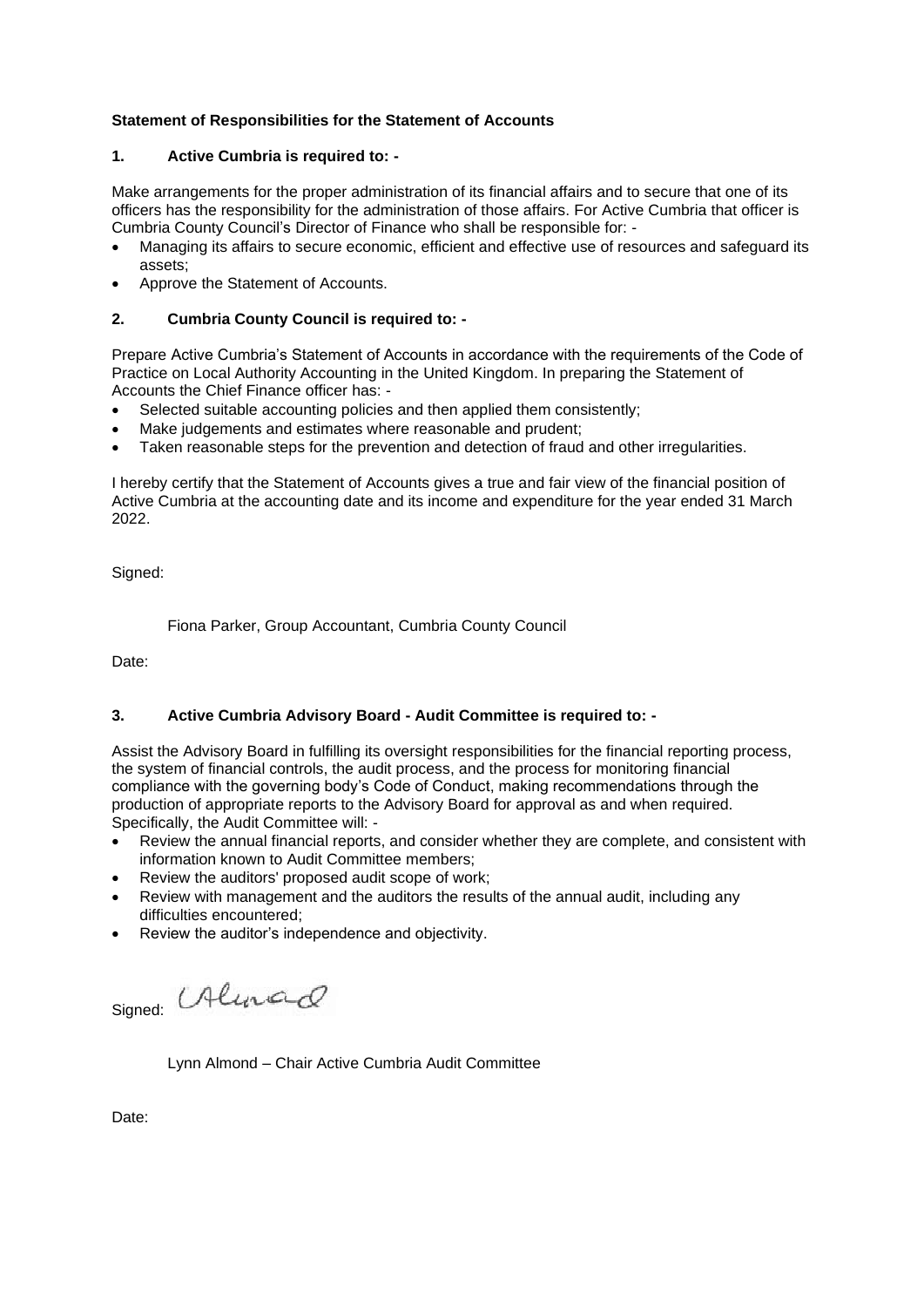**Statement of Responsibilities for the Statement of Accounts**

**1. Active Cumbria is required to: -**

Make arrangements for the proper administration of its financial affairs and to secure that one of its officers has the responsibility for the administration of those affairs. For Active Cumbria that officer is Cumbria County Council's Director of Finance who shall be responsible for: -

- Managing its affairs to secure economic, efficient and effective use of resources and safeguard its assets;
- Approve the Statement of Accounts.

**2. Cumbria County Council is required to: -**

Prepare Active Cumbria's Statement of Accounts in accordance with the requirements of the Code of Practice on Local Authority Accounting in the United Kingdom. In preparing the Statement of Accounts the Chief Finance officer has: -

- Selected suitable accounting policies and then applied them consistently;
- Make judgements and estimates where reasonable and prudent;
- Taken reasonable steps for the prevention and detection of fraud and other irregularities.

I hereby certify that the Statement of Accounts gives a true and fair view of the financial position of Active Cumbria at the accounting date and its income and expenditure for the year ended 31 March 2022.

Signed:

Fiona Parker, Group Accountant, Cumbria County Council

Date:

**3. Active Cumbria Advisory Board - Audit Committee is required to: -**

Assist the Advisory Board in fulfilling its oversight responsibilities for the financial reporting process, the system of financial controls, the audit process, and the process for monitoring financial compliance with the governing body's Code of Conduct, making recommendations through the production of appropriate reports to the Advisory Board for approval as and when required. Specifically, the Audit Committee will: -

- Review the annual financial reports, and consider whether they are complete, and consistent with information known to Audit Committee members;
- Review the auditors' proposed audit scope of work;
- Review with management and the auditors the results of the annual audit, including any difficulties encountered;
- Review the auditor's independence and objectivity.

Signed: LAlmond

Lynn Almond – Chair Active Cumbria Audit Committee

Date: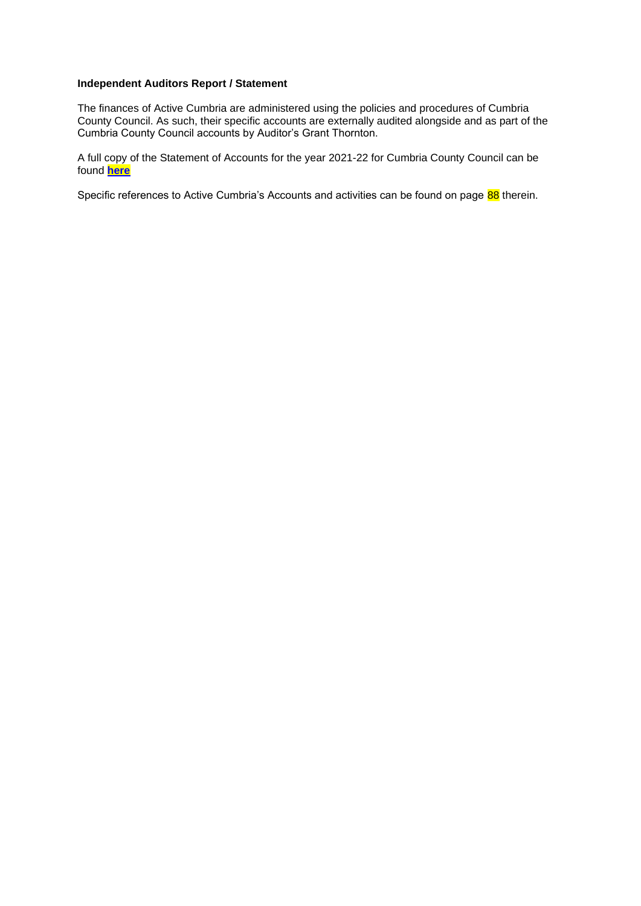**Independent Auditors Report / Statement**

The finances of Active Cumbria are administered using the policies and procedures of Cumbria County Council. As such, their specific accounts are externally audited alongside and as part of the Cumbria County Council accounts by Auditor's Grant Thornton.

A full copy of the Statement of Accounts for the year 2021-22 for Cumbria County Council can be found **here**

Specific references to Active Cumbria's Accounts and activities can be found on page 88 therein.